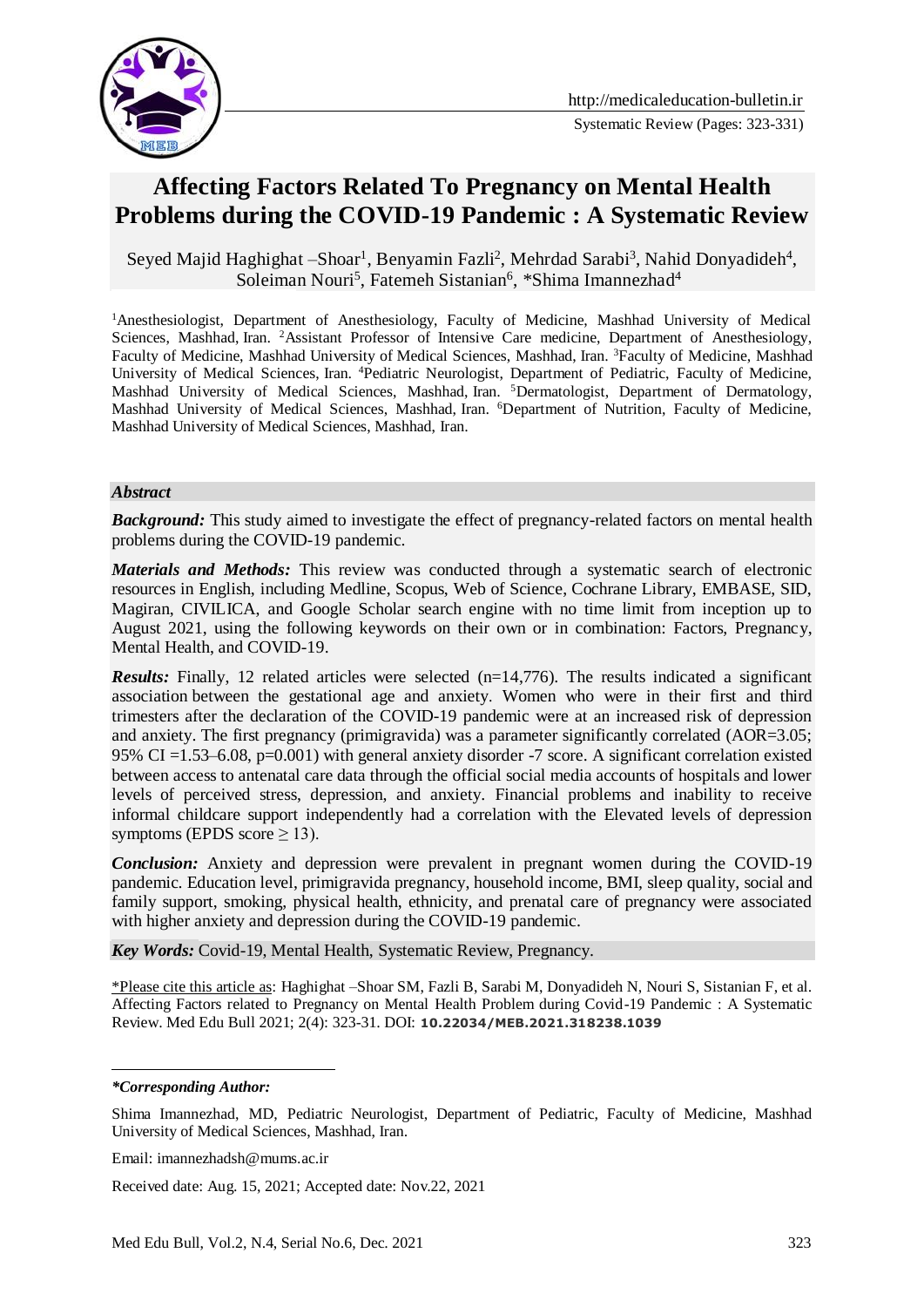# Affecting Factors Related To Pregnancy on Mental Health Problems during the COVID-19 Pandemic : A Systematic Review

Seyed Majid Haghighat –Shoar[1], Benyamin Fazli[2], Mehrdad Sarabi[3], Nahid Donyadideh[4], Soleiman Nouri[5], Fatemeh Sistanian[6], *Shima Imannezhad[4]

[1]Anesthesiologist, Department of Anesthesiology, Faculty of Medicine, Mashhad University of Medical Sciences, Mashhad, Iran. [2]Assistant Professor of Intensive Care medicine, Department of Anesthesiology, Faculty of Medicine, Mashhad University of Medical Sciences, Mashhad, Iran. [3]Faculty of Medicine, Mashhad University of Medical Sciences, Iran. [4]Pediatric Neurologist, Department of Pediatric, Faculty of Medicine, Mashhad University of Medical Sciences, Mashhad, Iran. [5]Dermatologist, Department of Dermatology, Mashhad University of Medical Sciences, Mashhad, Iran. [6]Department of Nutrition, Faculty of Medicine, Mashhad University of Medical Sciences, Mashhad, Iran.

### *Abstract*

***Background:*** This study aimed to investigate the effect of pregnancy-related factors on mental health problems during the COVID-19 pandemic.

***Materials and Methods:*** This review was conducted through a systematic search of electronic resources in English, including Medline, Scopus, Web of Science, Cochrane Library, EMBASE, SID, Magiran, CIVILICA, and Google Scholar search engine with no time limit from inception up to August 2021, using the following keywords on their own or in combination: Factors, Pregnancy, Mental Health, and COVID-19.

***Results:*** Finally, 12 related articles were selected (n=14,776). The results indicated a significant association between the gestational age and anxiety. Women who were in their first and third trimesters after the declaration of the COVID-19 pandemic were at an increased risk of depression and anxiety. The first pregnancy (primigravida) was a parameter significantly correlated (AOR=3.05; 95% CI =1.53–6.08, p=0.001) with general anxiety disorder -7 score. A significant correlation existed between access to antenatal care data through the official social media accounts of hospitals and lower levels of perceived stress, depression, and anxiety. Financial problems and inability to receive informal childcare support independently had a correlation with the Elevated levels of depression symptoms (EPDS score $\geq$ 13).

***Conclusion:*** Anxiety and depression were prevalent in pregnant women during the COVID-19 pandemic. Education level, primigravida pregnancy, household income, BMI, sleep quality, social and family support, smoking, physical health, ethnicity, and prenatal care of pregnancy were associated with higher anxiety and depression during the COVID-19 pandemic.

***Key Words:*** Covid-19, Mental Health, Systematic Review, Pregnancy.

\*Please cite this article as: Haghighat –Shoar SM, Fazli B, Sarabi M, Donyadideh N, Nouri S, Sistanian F, et al. Affecting Factors related to Pregnancy on Mental Health Problem during Covid-19 Pandemic : A Systematic Review. Med Edu Bull 2021; 2(4): 323-31. DOI: **10.22034/MEB.2021.318238.1039**

---

***Corresponding Author:***

Shima Imannezhad, MD, Pediatric Neurologist, Department of Pediatric, Faculty of Medicine, Mashhad University of Medical Sciences, Mashhad, Iran.

Email: imannezhadsh@mums.ac.ir

Received date: Aug. 15, 2021; Accepted date: Nov.22, 2021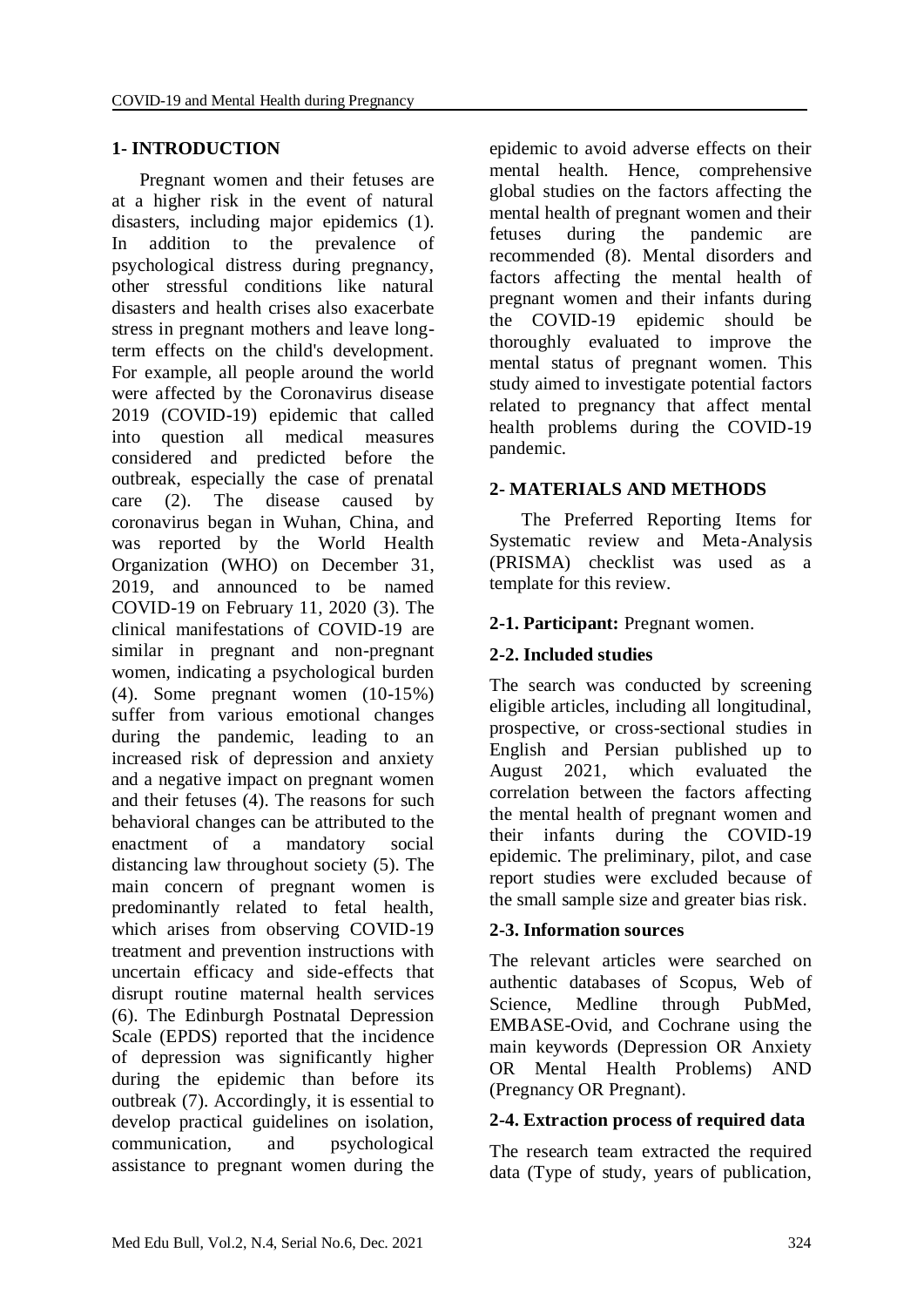## 1- INTRODUCTION

Pregnant women and their fetuses are at a higher risk in the event of natural disasters, including major epidemics (1). In addition to the prevalence of psychological distress during pregnancy, other stressful conditions like natural disasters and health crises also exacerbate stress in pregnant mothers and leave long-term effects on the child's development. For example, all people around the world were affected by the Coronavirus disease 2019 (COVID-19) epidemic that called into question all medical measures considered and predicted before the outbreak, especially the case of prenatal care (2). The disease caused by coronavirus began in Wuhan, China, and was reported by the World Health Organization (WHO) on December 31, 2019, and announced to be named COVID-19 on February 11, 2020 (3). The clinical manifestations of COVID-19 are similar in pregnant and non-pregnant women, indicating a psychological burden (4). Some pregnant women (10-15%) suffer from various emotional changes during the pandemic, leading to an increased risk of depression and anxiety and a negative impact on pregnant women and their fetuses (4). The reasons for such behavioral changes can be attributed to the enactment of a mandatory social distancing law throughout society (5). The main concern of pregnant women is predominantly related to fetal health, which arises from observing COVID-19 treatment and prevention instructions with uncertain efficacy and side-effects that disrupt routine maternal health services (6). The Edinburgh Postnatal Depression Scale (EPDS) reported that the incidence of depression was significantly higher during the epidemic than before its outbreak (7). Accordingly, it is essential to develop practical guidelines on isolation, communication, and psychological assistance to pregnant women during the epidemic to avoid adverse effects on their mental health. Hence, comprehensive global studies on the factors affecting the mental health of pregnant women and their fetuses during the pandemic are recommended (8). Mental disorders and factors affecting the mental health of pregnant women and their infants during the COVID-19 epidemic should be thoroughly evaluated to improve the mental status of pregnant women. This study aimed to investigate potential factors related to pregnancy that affect mental health problems during the COVID-19 pandemic.

## 2- MATERIALS AND METHODS

The Preferred Reporting Items for Systematic review and Meta-Analysis (PRISMA) checklist was used as a template for this review.

### 2-1. Participant: Pregnant women.

### 2-2. Included studies

The search was conducted by screening eligible articles, including all longitudinal, prospective, or cross-sectional studies in English and Persian published up to August 2021, which evaluated the correlation between the factors affecting the mental health of pregnant women and their infants during the COVID-19 epidemic. The preliminary, pilot, and case report studies were excluded because of the small sample size and greater bias risk.

### 2-3. Information sources

The relevant articles were searched on authentic databases of Scopus, Web of Science, Medline through PubMed, EMBASE-Ovid, and Cochrane using the main keywords (Depression OR Anxiety OR Mental Health Problems) AND (Pregnancy OR Pregnant).

### 2-4. Extraction process of required data

The research team extracted the required data (Type of study, years of publication,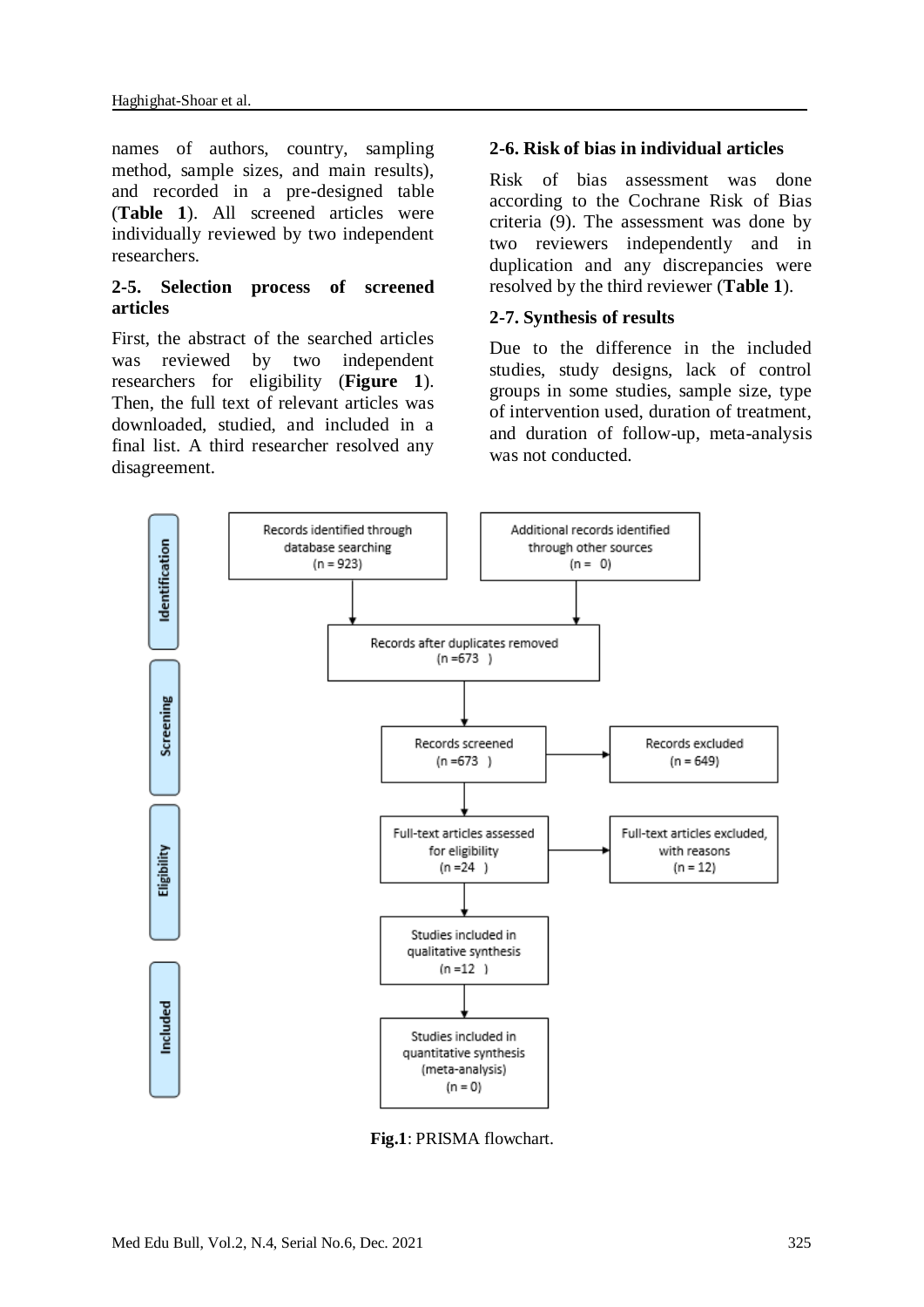names of authors, country, sampling method, sample sizes, and main results), and recorded in a pre-designed table (**Table 1**). All screened articles were individually reviewed by two independent researchers.

### 2-5. Selection process of screened articles

First, the abstract of the searched articles was reviewed by two independent researchers for eligibility (**Figure 1**). Then, the full text of relevant articles was downloaded, studied, and included in a final list. A third researcher resolved any disagreement.

### 2-6. Risk of bias in individual articles

Risk of bias assessment was done according to the Cochrane Risk of Bias criteria (9). The assessment was done by two reviewers independently and in duplication and any discrepancies were resolved by the third reviewer (**Table 1**).

### 2-7. Synthesis of results

Due to the difference in the included studies, study designs, lack of control groups in some studies, sample size, type of intervention used, duration of treatment, and duration of follow-up, meta-analysis was not conducted.

**Identification**
- Records identified through database searching (n = 923)
- Additional records identified through other sources (n = 0)
- Records after duplicates removed (n = 673)

**Screening**
- Records screened (n = 673)
- Records excluded (n = 649)

**Eligibility**
- Full-text articles assessed for eligibility (n = 24)
- Full-text articles excluded, with reasons (n = 12)

**Included**
- Studies included in qualitative synthesis (n = 12)
- Studies included in quantitative synthesis (meta-analysis) (n = 0)

**Fig.1**: PRISMA flowchart.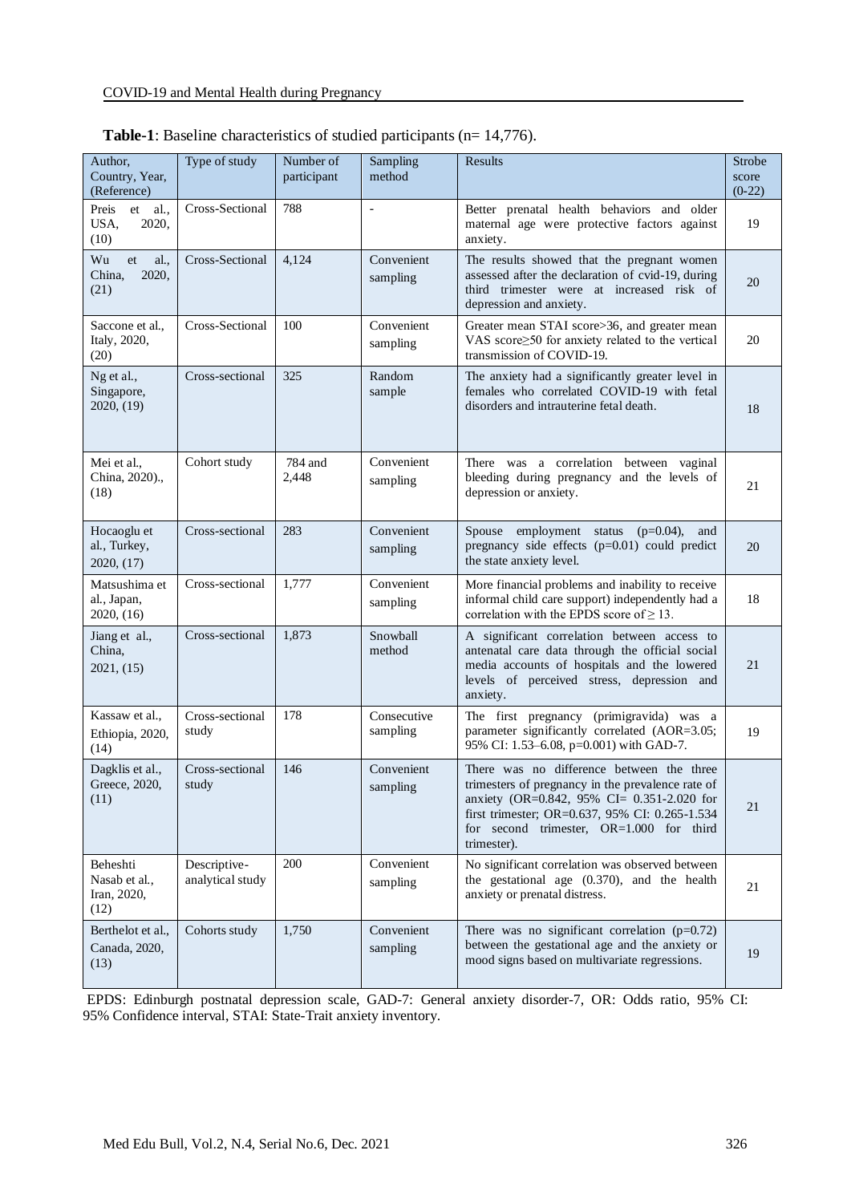**Table-1**: Baseline characteristics of studied participants (n= 14,776).

| Author, Country, Year, (Reference) | Type of study | Number of participant | Sampling method | Results | Strobe score (0-22) |
|---|---|---|---|---|---|
| Preis et al., USA, 2020, (10) | Cross-Sectional | 788 | - | Better prenatal health behaviors and older maternal age were protective factors against anxiety. | 19 |
| Wu et al., China, 2020, (21) | Cross-Sectional | 4,124 | Convenient sampling | The results showed that the pregnant women assessed after the declaration of cvid-19, during third trimester were at increased risk of depression and anxiety. | 20 |
| Saccone et al., Italy, 2020, (20) | Cross-Sectional | 100 | Convenient sampling | Greater mean STAI score>36, and greater mean VAS score≥50 for anxiety related to the vertical transmission of COVID-19. | 20 |
| Ng et al., Singapore, 2020, (19) | Cross-sectional | 325 | Random sample | The anxiety had a significantly greater level in females who correlated COVID-19 with fetal disorders and intrauterine fetal death. | 18 |
| Mei et al., China, 2020)., (18) | Cohort study | 784 and 2,448 | Convenient sampling | There was a correlation between vaginal bleeding during pregnancy and the levels of depression or anxiety. | 21 |
| Hocaoglu et al., Turkey, 2020, (17) | Cross-sectional | 283 | Convenient sampling | Spouse employment status (p=0.04), and pregnancy side effects (p=0.01) could predict the state anxiety level. | 20 |
| Matsushima et al., Japan, 2020, (16) | Cross-sectional | 1,777 | Convenient sampling | More financial problems and inability to receive informal child care support) independently had a correlation with the EPDS score of ≥ 13. | 18 |
| Jiang et al., China, 2021, (15) | Cross-sectional | 1,873 | Snowball method | A significant correlation between access to antenatal care data through the official social media accounts of hospitals and the lowered levels of perceived stress, depression and anxiety. | 21 |
| Kassaw et al., Ethiopia, 2020, (14) | Cross-sectional study | 178 | Consecutive sampling | The first pregnancy (primigravida) was a parameter significantly correlated (AOR=3.05; 95% CI: 1.53–6.08, p=0.001) with GAD-7. | 19 |
| Dagklis et al., Greece, 2020, (11) | Cross-sectional study | 146 | Convenient sampling | There was no difference between the three trimesters of pregnancy in the prevalence rate of anxiety (OR=0.842, 95% CI= 0.351-2.020 for first trimester; OR=0.637, 95% CI: 0.265-1.534 for second trimester, OR=1.000 for third trimester). | 21 |
| Beheshti Nasab et al., Iran, 2020, (12) | Descriptive-analytical study | 200 | Convenient sampling | No significant correlation was observed between the gestational age (0.370), and the health anxiety or prenatal distress. | 21 |
| Berthelot et al., Canada, 2020, (13) | Cohorts study | 1,750 | Convenient sampling | There was no significant correlation (p=0.72) between the gestational age and the anxiety or mood signs based on multivariate regressions. | 19 |

EPDS: Edinburgh postnatal depression scale, GAD-7: General anxiety disorder-7, OR: Odds ratio, 95% CI: 95% Confidence interval, STAI: State-Trait anxiety inventory.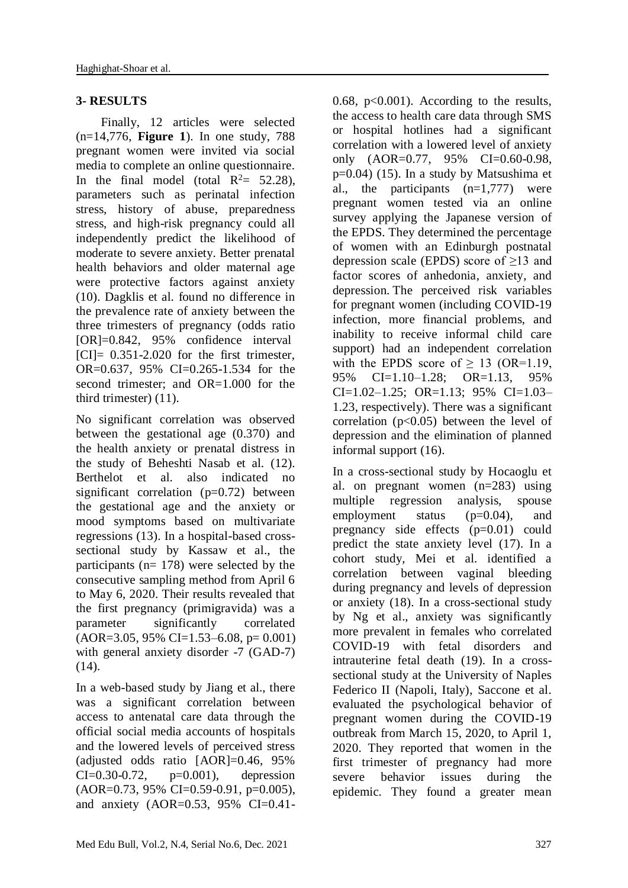## 3- RESULTS

Finally, 12 articles were selected (n=14,776, **Figure 1**). In one study, 788 pregnant women were invited via social media to complete an online questionnaire. In the final model (total $R^2$= 52.28), parameters such as perinatal infection stress, history of abuse, preparedness stress, and high-risk pregnancy could all independently predict the likelihood of moderate to severe anxiety. Better prenatal health behaviors and older maternal age were protective factors against anxiety (10). Dagklis et al. found no difference in the prevalence rate of anxiety between the three trimesters of pregnancy (odds ratio [OR]=0.842, 95% confidence interval [CI]= 0.351-2.020 for the first trimester, OR=0.637, 95% CI=0.265-1.534 for the second trimester; and OR=1.000 for the third trimester) (11).

No significant correlation was observed between the gestational age (0.370) and the health anxiety or prenatal distress in the study of Beheshti Nasab et al. (12). Berthelot et al. also indicated no significant correlation (p=0.72) between the gestational age and the anxiety or mood symptoms based on multivariate regressions (13). In a hospital-based cross-sectional study by Kassaw et al., the participants (n= 178) were selected by the consecutive sampling method from April 6 to May 6, 2020. Their results revealed that the first pregnancy (primigravida) was a parameter significantly correlated (AOR=3.05, 95% CI=1.53–6.08, p= 0.001) with general anxiety disorder -7 (GAD-7) (14).

In a web-based study by Jiang et al., there was a significant correlation between access to antenatal care data through the official social media accounts of hospitals and the lowered levels of perceived stress (adjusted odds ratio [AOR]=0.46, 95% CI=0.30-0.72, p=0.001), depression (AOR=0.73, 95% CI=0.59-0.91, p=0.005), and anxiety (AOR=0.53, 95% CI=0.41-0.68, p<0.001). According to the results, the access to health care data through SMS or hospital hotlines had a significant correlation with a lowered level of anxiety only (AOR=0.77, 95% CI=0.60-0.98, p=0.04) (15). In a study by Matsushima et al., the participants (n=1,777) were pregnant women tested via an online survey applying the Japanese version of the EPDS. They determined the percentage of women with an Edinburgh postnatal depression scale (EPDS) score of ≥13 and factor scores of anhedonia, anxiety, and depression. The perceived risk variables for pregnant women (including COVID-19 infection, more financial problems, and inability to receive informal child care support) had an independent correlation with the EPDS score of ≥ 13 (OR=1.19, 95% CI=1.10–1.28; OR=1.13, 95% CI=1.02–1.25; OR=1.13; 95% CI=1.03–1.23, respectively). There was a significant correlation (p<0.05) between the level of depression and the elimination of planned informal support (16).

In a cross-sectional study by Hocaoglu et al. on pregnant women (n=283) using multiple regression analysis, spouse employment status (p=0.04), and pregnancy side effects (p=0.01) could predict the state anxiety level (17). In a cohort study, Mei et al. identified a correlation between vaginal bleeding during pregnancy and levels of depression or anxiety (18). In a cross-sectional study by Ng et al., anxiety was significantly more prevalent in females who correlated COVID-19 with fetal disorders and intrauterine fetal death (19). In a cross-sectional study at the University of Naples Federico II (Napoli, Italy), Saccone et al. evaluated the psychological behavior of pregnant women during the COVID-19 outbreak from March 15, 2020, to April 1, 2020. They reported that women in the first trimester of pregnancy had more severe behavior issues during the epidemic. They found a greater mean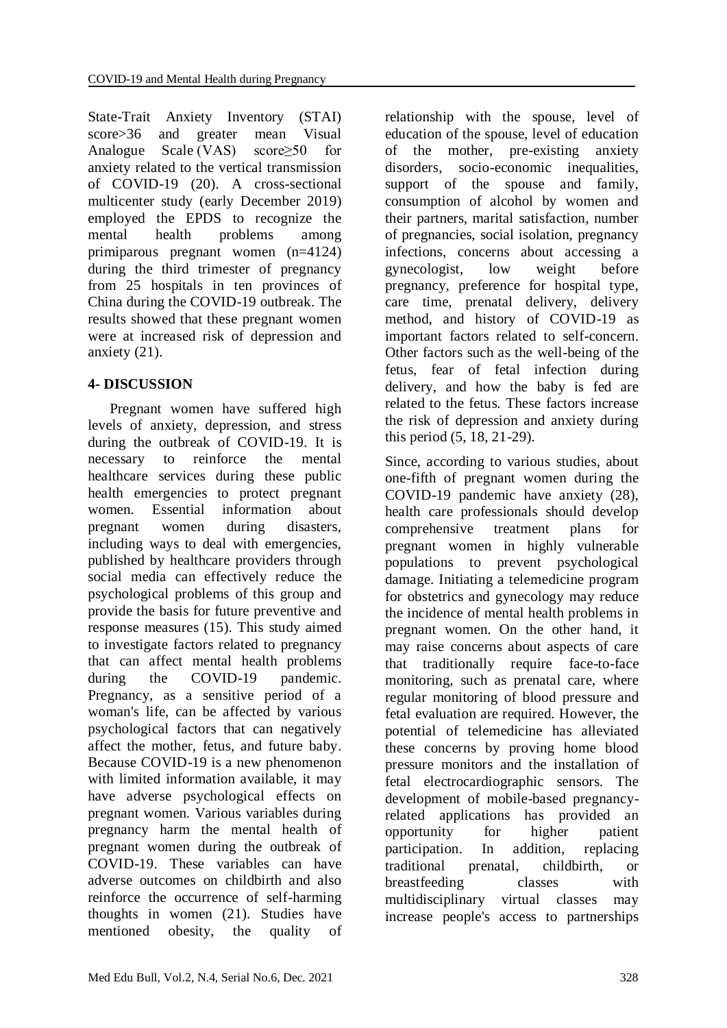State-Trait Anxiety Inventory (STAI) score>36 and greater mean Visual Analogue Scale (VAS) score≥50 for anxiety related to the vertical transmission of COVID-19 (20). A cross-sectional multicenter study (early December 2019) employed the EPDS to recognize the mental health problems among primiparous pregnant women (n=4124) during the third trimester of pregnancy from 25 hospitals in ten provinces of China during the COVID-19 outbreak. The results showed that these pregnant women were at increased risk of depression and anxiety (21).

## 4- DISCUSSION

Pregnant women have suffered high levels of anxiety, depression, and stress during the outbreak of COVID-19. It is necessary to reinforce the mental healthcare services during these public health emergencies to protect pregnant women. Essential information about pregnant women during disasters, including ways to deal with emergencies, published by healthcare providers through social media can effectively reduce the psychological problems of this group and provide the basis for future preventive and response measures (15). This study aimed to investigate factors related to pregnancy that can affect mental health problems during the COVID-19 pandemic. Pregnancy, as a sensitive period of a woman's life, can be affected by various psychological factors that can negatively affect the mother, fetus, and future baby. Because COVID-19 is a new phenomenon with limited information available, it may have adverse psychological effects on pregnant women. Various variables during pregnancy harm the mental health of pregnant women during the outbreak of COVID-19. These variables can have adverse outcomes on childbirth and also reinforce the occurrence of self-harming thoughts in women (21). Studies have mentioned obesity, the quality of relationship with the spouse, level of education of the spouse, level of education of the mother, pre-existing anxiety disorders, socio-economic inequalities, support of the spouse and family, consumption of alcohol by women and their partners, marital satisfaction, number of pregnancies, social isolation, pregnancy infections, concerns about accessing a gynecologist, low weight before pregnancy, preference for hospital type, care time, prenatal delivery, delivery method, and history of COVID-19 as important factors related to self-concern. Other factors such as the well-being of the fetus, fear of fetal infection during delivery, and how the baby is fed are related to the fetus. These factors increase the risk of depression and anxiety during this period (5, 18, 21-29).

Since, according to various studies, about one-fifth of pregnant women during the COVID-19 pandemic have anxiety (28), health care professionals should develop comprehensive treatment plans for pregnant women in highly vulnerable populations to prevent psychological damage. Initiating a telemedicine program for obstetrics and gynecology may reduce the incidence of mental health problems in pregnant women. On the other hand, it may raise concerns about aspects of care that traditionally require face-to-face monitoring, such as prenatal care, where regular monitoring of blood pressure and fetal evaluation are required. However, the potential of telemedicine has alleviated these concerns by proving home blood pressure monitors and the installation of fetal electrocardiographic sensors. The development of mobile-based pregnancy-related applications has provided an opportunity for higher patient participation. In addition, replacing traditional prenatal, childbirth, or breastfeeding classes with multidisciplinary virtual classes may increase people's access to partnerships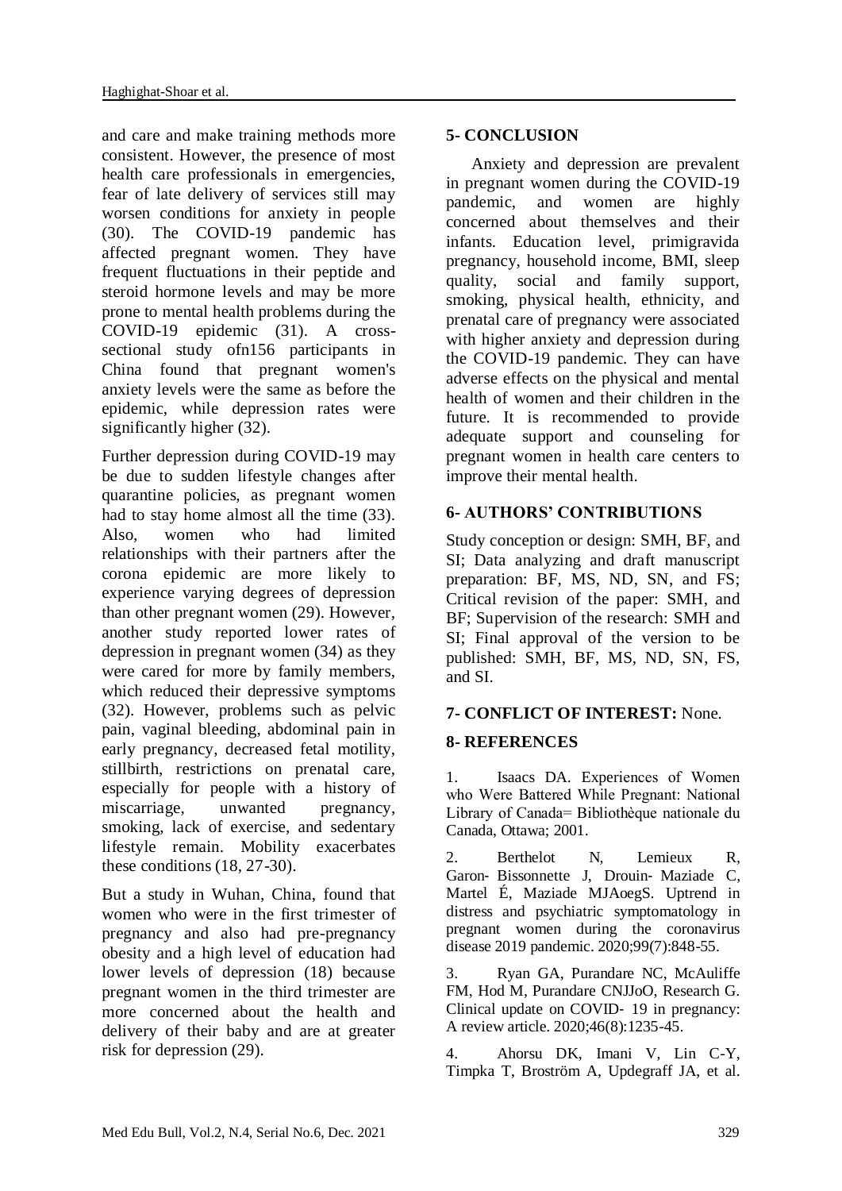and care and make training methods more consistent. However, the presence of most health care professionals in emergencies, fear of late delivery of services still may worsen conditions for anxiety in people (30). The COVID-19 pandemic has affected pregnant women. They have frequent fluctuations in their peptide and steroid hormone levels and may be more prone to mental health problems during the COVID-19 epidemic (31). A cross-sectional study ofn156 participants in China found that pregnant women's anxiety levels were the same as before the epidemic, while depression rates were significantly higher (32).

Further depression during COVID-19 may be due to sudden lifestyle changes after quarantine policies, as pregnant women had to stay home almost all the time (33). Also, women who had limited relationships with their partners after the corona epidemic are more likely to experience varying degrees of depression than other pregnant women (29). However, another study reported lower rates of depression in pregnant women (34) as they were cared for more by family members, which reduced their depressive symptoms (32). However, problems such as pelvic pain, vaginal bleeding, abdominal pain in early pregnancy, decreased fetal motility, stillbirth, restrictions on prenatal care, especially for people with a history of miscarriage, unwanted pregnancy, smoking, lack of exercise, and sedentary lifestyle remain. Mobility exacerbates these conditions (18, 27-30).

But a study in Wuhan, China, found that women who were in the first trimester of pregnancy and also had pre-pregnancy obesity and a high level of education had lower levels of depression (18) because pregnant women in the third trimester are more concerned about the health and delivery of their baby and are at greater risk for depression (29).

## 5- CONCLUSION

Anxiety and depression are prevalent in pregnant women during the COVID-19 pandemic, and women are highly concerned about themselves and their infants. Education level, primigravida pregnancy, household income, BMI, sleep quality, social and family support, smoking, physical health, ethnicity, and prenatal care of pregnancy were associated with higher anxiety and depression during the COVID-19 pandemic. They can have adverse effects on the physical and mental health of women and their children in the future. It is recommended to provide adequate support and counseling for pregnant women in health care centers to improve their mental health.

## 6- AUTHORS' CONTRIBUTIONS

Study conception or design: SMH, BF, and SI; Data analyzing and draft manuscript preparation: BF, MS, ND, SN, and FS; Critical revision of the paper: SMH, and BF; Supervision of the research: SMH and SI; Final approval of the version to be published: SMH, BF, MS, ND, SN, FS, and SI.

## 7- CONFLICT OF INTEREST: None.

## 8- REFERENCES

1. Isaacs DA. Experiences of Women who Were Battered While Pregnant: National Library of Canada= Bibliothèque nationale du Canada, Ottawa; 2001.

2. Berthelot N, Lemieux R, Garon- Bissonnette J, Drouin- Maziade C, Martel É, Maziade MJAoegS. Uptrend in distress and psychiatric symptomatology in pregnant women during the coronavirus disease 2019 pandemic. 2020;99(7):848-55.

3. Ryan GA, Purandare NC, McAuliffe FM, Hod M, Purandare CNJJoO, Research G. Clinical update on COVID- 19 in pregnancy: A review article. 2020;46(8):1235-45.

4. Ahorsu DK, Imani V, Lin C-Y, Timpka T, Broström A, Updegraff JA, et al.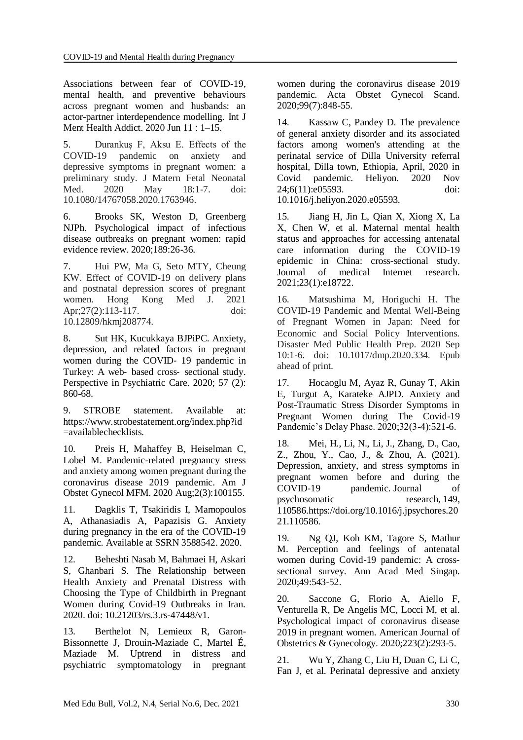Associations between fear of COVID-19, mental health, and preventive behaviours across pregnant women and husbands: an actor-partner interdependence modelling. Int J Ment Health Addict. 2020 Jun 11 : 1–15.

5. Durankuş F, Aksu E. Effects of the COVID-19 pandemic on anxiety and depressive symptoms in pregnant women: a preliminary study. J Matern Fetal Neonatal Med. 2020 May 18:1-7. doi: 10.1080/14767058.2020.1763946.

6. Brooks SK, Weston D, Greenberg NJPh. Psychological impact of infectious disease outbreaks on pregnant women: rapid evidence review. 2020;189:26-36.

7. Hui PW, Ma G, Seto MTY, Cheung KW. Effect of COVID-19 on delivery plans and postnatal depression scores of pregnant women. Hong Kong Med J. 2021 Apr;27(2):113-117. doi: 10.12809/hkmj208774.

8. Sut HK, Kucukkaya BJPiPC. Anxiety, depression, and related factors in pregnant women during the COVID‐ 19 pandemic in Turkey: A web‐ based cross‐ sectional study. Perspective in Psychiatric Care. 2020; 57 (2): 860-68.

9. STROBE statement. Available at: https://www.strobestatement.org/index.php?id=availablechecklists.

10. Preis H, Mahaffey B, Heiselman C, Lobel M. Pandemic-related pregnancy stress and anxiety among women pregnant during the coronavirus disease 2019 pandemic. Am J Obstet Gynecol MFM. 2020 Aug;2(3):100155.

11. Dagklis T, Tsakiridis I, Mamopoulos A, Athanasiadis A, Papazisis G. Anxiety during pregnancy in the era of the COVID-19 pandemic. Available at SSRN 3588542. 2020.

12. Beheshti Nasab M, Bahmaei H, Askari S, Ghanbari S. The Relationship between Health Anxiety and Prenatal Distress with Choosing the Type of Childbirth in Pregnant Women during Covid-19 Outbreaks in Iran. 2020. doi: 10.21203/rs.3.rs-47448/v1.

13. Berthelot N, Lemieux R, Garon-Bissonnette J, Drouin-Maziade C, Martel É, Maziade M. Uptrend in distress and psychiatric symptomatology in pregnant women during the coronavirus disease 2019 pandemic. Acta Obstet Gynecol Scand. 2020;99(7):848-55.

14. Kassaw C, Pandey D. The prevalence of general anxiety disorder and its associated factors among women's attending at the perinatal service of Dilla University referral hospital, Dilla town, Ethiopia, April, 2020 in Covid pandemic. Heliyon. 2020 Nov 24;6(11):e05593. doi: 10.1016/j.heliyon.2020.e05593.

15. Jiang H, Jin L, Qian X, Xiong X, La X, Chen W, et al. Maternal mental health status and approaches for accessing antenatal care information during the COVID-19 epidemic in China: cross-sectional study. Journal of medical Internet research. 2021;23(1):e18722.

16. Matsushima M, Horiguchi H. The COVID-19 Pandemic and Mental Well-Being of Pregnant Women in Japan: Need for Economic and Social Policy Interventions. Disaster Med Public Health Prep. 2020 Sep 10:1-6. doi: 10.1017/dmp.2020.334. Epub ahead of print.

17. Hocaoglu M, Ayaz R, Gunay T, Akin E, Turgut A, Karateke AJPD. Anxiety and Post-Traumatic Stress Disorder Symptoms in Pregnant Women during The Covid-19 Pandemic's Delay Phase. 2020;32(3-4):521-6.

18. Mei, H., Li, N., Li, J., Zhang, D., Cao, Z., Zhou, Y., Cao, J., & Zhou, A. (2021). Depression, anxiety, and stress symptoms in pregnant women before and during the COVID-19 pandemic. Journal of psychosomatic research, 149, 110586.https://doi.org/10.1016/j.jpsychores.2021.110586.

19. Ng QJ, Koh KM, Tagore S, Mathur M. Perception and feelings of antenatal women during Covid-19 pandemic: A cross-sectional survey. Ann Acad Med Singap. 2020;49:543-52.

20. Saccone G, Florio A, Aiello F, Venturella R, De Angelis MC, Locci M, et al. Psychological impact of coronavirus disease 2019 in pregnant women. American Journal of Obstetrics & Gynecology. 2020;223(2):293-5.

21. Wu Y, Zhang C, Liu H, Duan C, Li C, Fan J, et al. Perinatal depressive and anxiety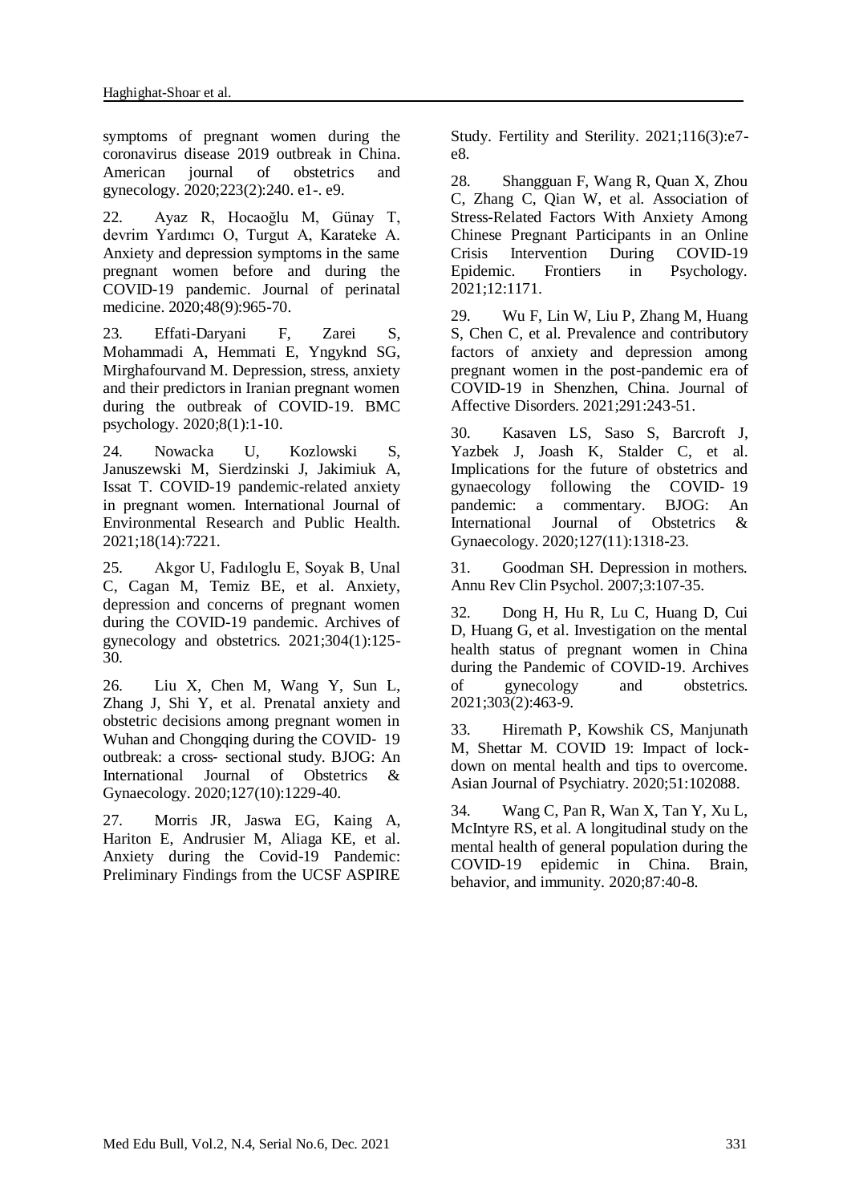symptoms of pregnant women during the coronavirus disease 2019 outbreak in China. American journal of obstetrics and gynecology. 2020;223(2):240. e1-. e9.

22. Ayaz R, Hocaoğlu M, Günay T, devrim Yardımcı O, Turgut A, Karateke A. Anxiety and depression symptoms in the same pregnant women before and during the COVID-19 pandemic. Journal of perinatal medicine. 2020;48(9):965-70.

23. Effati-Daryani F, Zarei S, Mohammadi A, Hemmati E, Yngyknd SG, Mirghafourvand M. Depression, stress, anxiety and their predictors in Iranian pregnant women during the outbreak of COVID-19. BMC psychology. 2020;8(1):1-10.

24. Nowacka U, Kozlowski S, Januszewski M, Sierdzinski J, Jakimiuk A, Issat T. COVID-19 pandemic-related anxiety in pregnant women. International Journal of Environmental Research and Public Health. 2021;18(14):7221.

25. Akgor U, Fadıloglu E, Soyak B, Unal C, Cagan M, Temiz BE, et al. Anxiety, depression and concerns of pregnant women during the COVID-19 pandemic. Archives of gynecology and obstetrics. 2021;304(1):125-30.

26. Liu X, Chen M, Wang Y, Sun L, Zhang J, Shi Y, et al. Prenatal anxiety and obstetric decisions among pregnant women in Wuhan and Chongqing during the COVID- 19 outbreak: a cross- sectional study. BJOG: An International Journal of Obstetrics & Gynaecology. 2020;127(10):1229-40.

27. Morris JR, Jaswa EG, Kaing A, Hariton E, Andrusier M, Aliaga KE, et al. Anxiety during the Covid-19 Pandemic: Preliminary Findings from the UCSF ASPIRE Study. Fertility and Sterility. 2021;116(3):e7-e8.

28. Shangguan F, Wang R, Quan X, Zhou C, Zhang C, Qian W, et al. Association of Stress-Related Factors With Anxiety Among Chinese Pregnant Participants in an Online Crisis Intervention During COVID-19 Epidemic. Frontiers in Psychology. 2021;12:1171.

29. Wu F, Lin W, Liu P, Zhang M, Huang S, Chen C, et al. Prevalence and contributory factors of anxiety and depression among pregnant women in the post-pandemic era of COVID-19 in Shenzhen, China. Journal of Affective Disorders. 2021;291:243-51.

30. Kasaven LS, Saso S, Barcroft J, Yazbek J, Joash K, Stalder C, et al. Implications for the future of obstetrics and gynaecology following the COVID- 19 pandemic: a commentary. BJOG: An International Journal of Obstetrics & Gynaecology. 2020;127(11):1318-23.

31. Goodman SH. Depression in mothers. Annu Rev Clin Psychol. 2007;3:107-35.

32. Dong H, Hu R, Lu C, Huang D, Cui D, Huang G, et al. Investigation on the mental health status of pregnant women in China during the Pandemic of COVID-19. Archives of gynecology and obstetrics. 2021;303(2):463-9.

33. Hiremath P, Kowshik CS, Manjunath M, Shettar M. COVID 19: Impact of lock-down on mental health and tips to overcome. Asian Journal of Psychiatry. 2020;51:102088.

34. Wang C, Pan R, Wan X, Tan Y, Xu L, McIntyre RS, et al. A longitudinal study on the mental health of general population during the COVID-19 epidemic in China. Brain, behavior, and immunity. 2020;87:40-8.